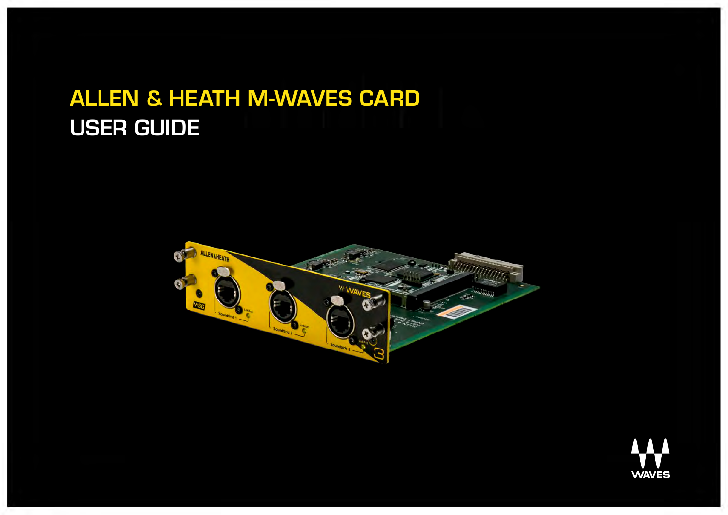# ALLEN & HEATH M-WAVES CARD

## USER GUIDE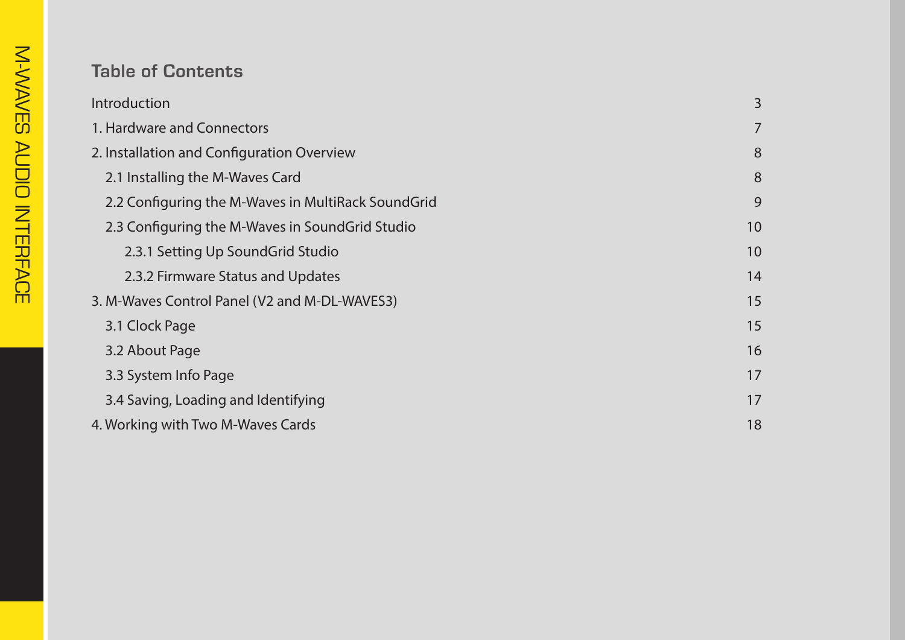## Table of Contents

| | |
|---|---|
| Introduction | 3 |
| 1. Hardware and Connectors | 7 |
| 2. Installation and Configuration Overview | 8 |
| 2.1 Installing the M-Waves Card | 8 |
| 2.2 Configuring the M-Waves in MultiRack SoundGrid | 9 |
| 2.3 Configuring the M-Waves in SoundGrid Studio | 10 |
| 2.3.1 Setting Up SoundGrid Studio | 10 |
| 2.3.2 Firmware Status and Updates | 14 |
| 3. M-Waves Control Panel (V2 and M-DL-WAVES3) | 15 |
| 3.1 Clock Page | 15 |
| 3.2 About Page | 16 |
| 3.3 System Info Page | 17 |
| 3.4 Saving, Loading and Identifying | 17 |
| 4. Working with Two M-Waves Cards | 18 |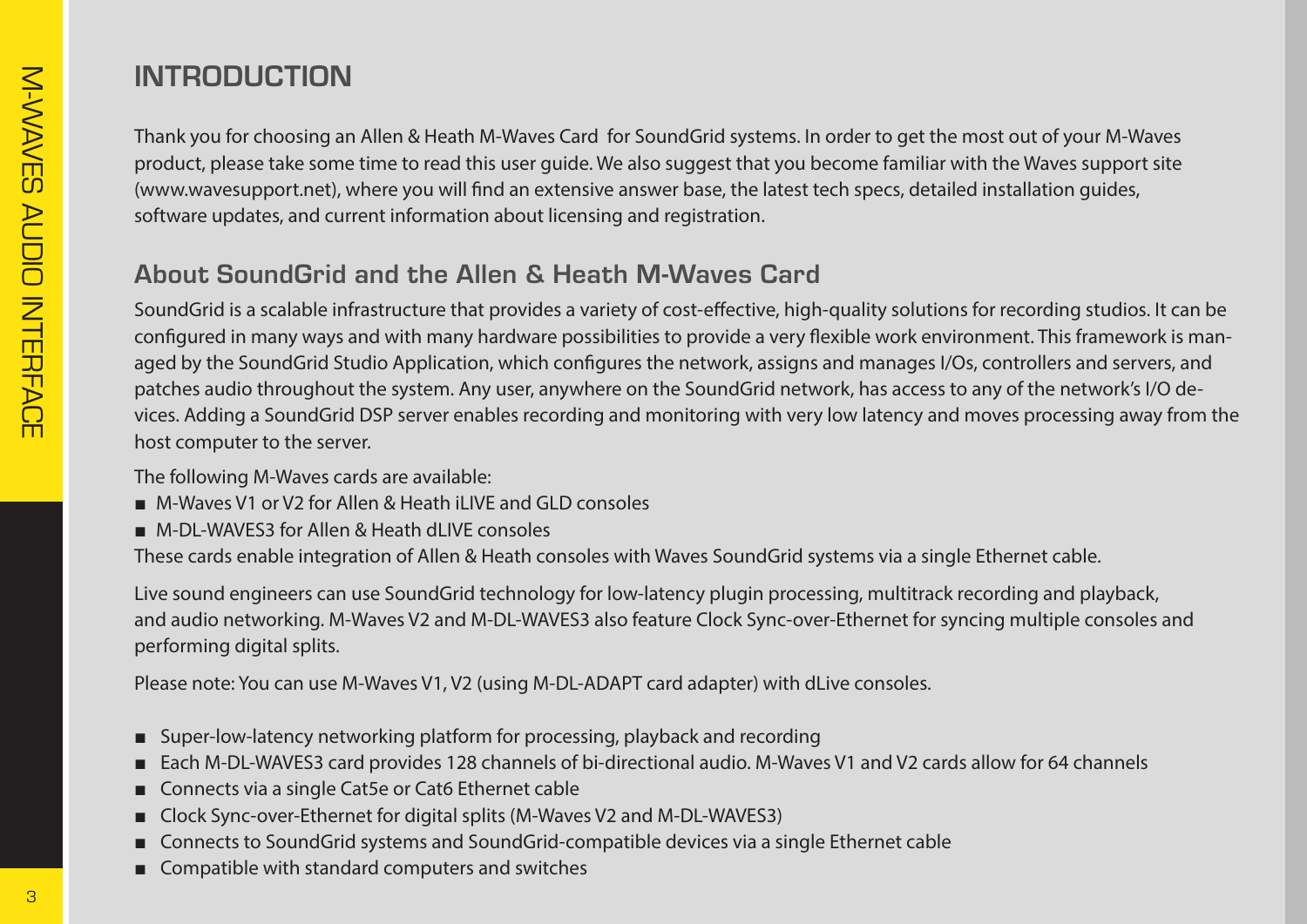# INTRODUCTION

Thank you for choosing an Allen & Heath M-Waves Card for SoundGrid systems. In order to get the most out of your M-Waves product, please take some time to read this user guide. We also suggest that you become familiar with the Waves support site (www.wavesupport.net), where you will find an extensive answer base, the latest tech specs, detailed installation guides, software updates, and current information about licensing and registration.

## About SoundGrid and the Allen & Heath M-Waves Card

SoundGrid is a scalable infrastructure that provides a variety of cost-effective, high-quality solutions for recording studios. It can be configured in many ways and with many hardware possibilities to provide a very flexible work environment. This framework is managed by the SoundGrid Studio Application, which configures the network, assigns and manages I/Os, controllers and servers, and patches audio throughout the system. Any user, anywhere on the SoundGrid network, has access to any of the network's I/O devices. Adding a SoundGrid DSP server enables recording and monitoring with very low latency and moves processing away from the host computer to the server.

The following M-Waves cards are available:

- M-Waves V1 or V2 for Allen & Heath iLIVE and GLD consoles
- M-DL-WAVES3 for Allen & Heath dLIVE consoles

These cards enable integration of Allen & Heath consoles with Waves SoundGrid systems via a single Ethernet cable.

Live sound engineers can use SoundGrid technology for low-latency plugin processing, multitrack recording and playback, and audio networking. M-Waves V2 and M-DL-WAVES3 also feature Clock Sync-over-Ethernet for syncing multiple consoles and performing digital splits.

Please note: You can use M-Waves V1, V2 (using M-DL-ADAPT card adapter) with dLive consoles.

- Super-low-latency networking platform for processing, playback and recording
- Each M-DL-WAVES3 card provides 128 channels of bi-directional audio. M-Waves V1 and V2 cards allow for 64 channels
- Connects via a single Cat5e or Cat6 Ethernet cable
- Clock Sync-over-Ethernet for digital splits (M-Waves V2 and M-DL-WAVES3)
- Connects to SoundGrid systems and SoundGrid-compatible devices via a single Ethernet cable
- Compatible with standard computers and switches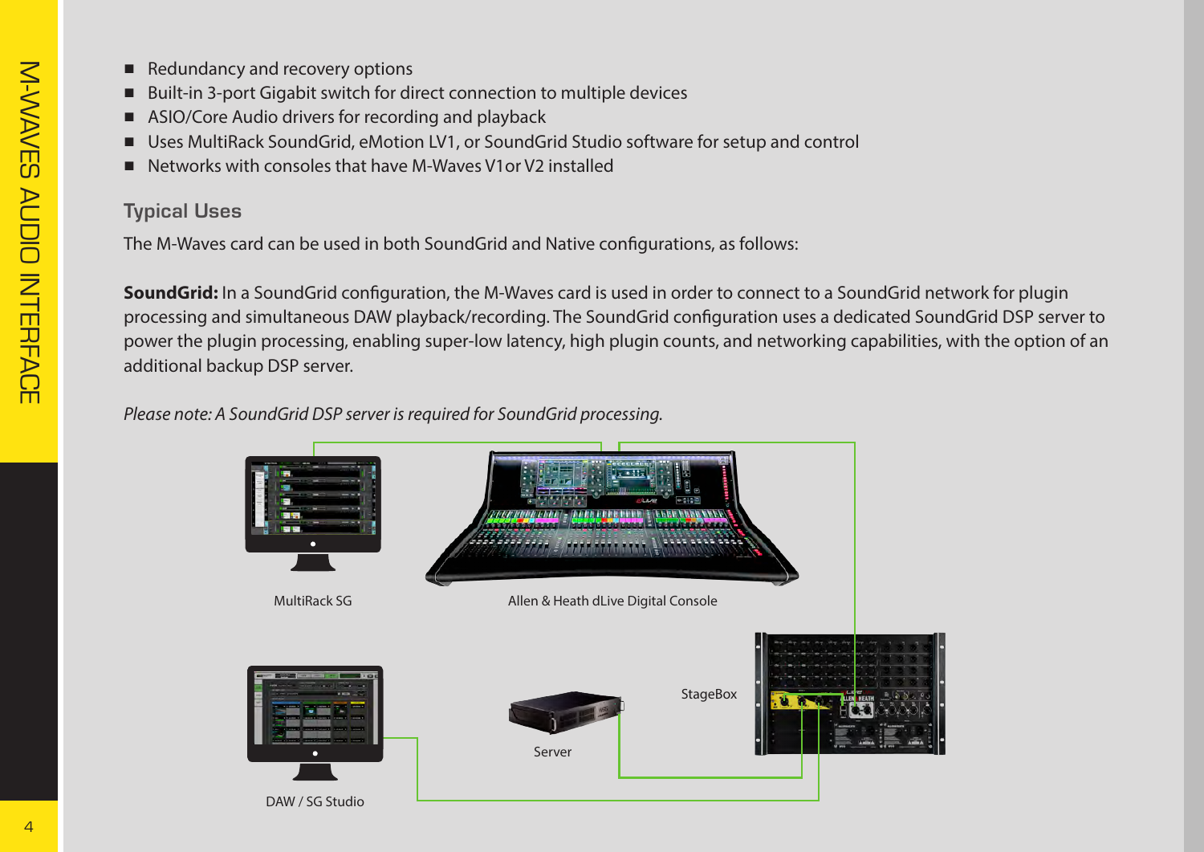- Redundancy and recovery options
- Built-in 3-port Gigabit switch for direct connection to multiple devices
- ASIO/Core Audio drivers for recording and playback
- Uses MultiRack SoundGrid, eMotion LV1, or SoundGrid Studio software for setup and control
- Networks with consoles that have M-Waves V1or V2 installed

### Typical Uses

The M-Waves card can be used in both SoundGrid and Native configurations, as follows:

**SoundGrid:** In a SoundGrid configuration, the M-Waves card is used in order to connect to a SoundGrid network for plugin processing and simultaneous DAW playback/recording. The SoundGrid configuration uses a dedicated SoundGrid DSP server to power the plugin processing, enabling super-low latency, high plugin counts, and networking capabilities, with the option of an additional backup DSP server.

*Please note: A SoundGrid DSP server is required for SoundGrid processing.*

MultiRack SG

Allen & Heath dLive Digital Console

StageBox

Server

DAW / SG Studio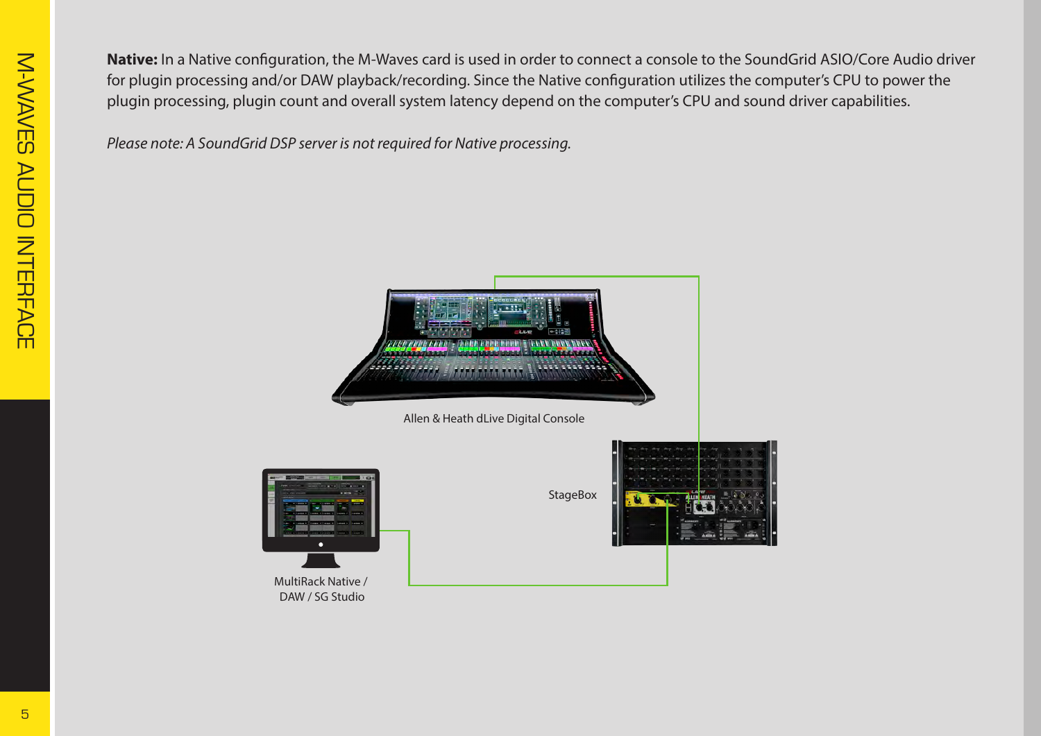**Native:** In a Native configuration, the M-Waves card is used in order to connect a console to the SoundGrid ASIO/Core Audio driver for plugin processing and/or DAW playback/recording. Since the Native configuration utilizes the computer's CPU to power the plugin processing, plugin count and overall system latency depend on the computer's CPU and sound driver capabilities.

*Please note: A SoundGrid DSP server is not required for Native processing.*

Allen & Heath dLive Digital Console

StageBox

MultiRack Native / DAW / SG Studio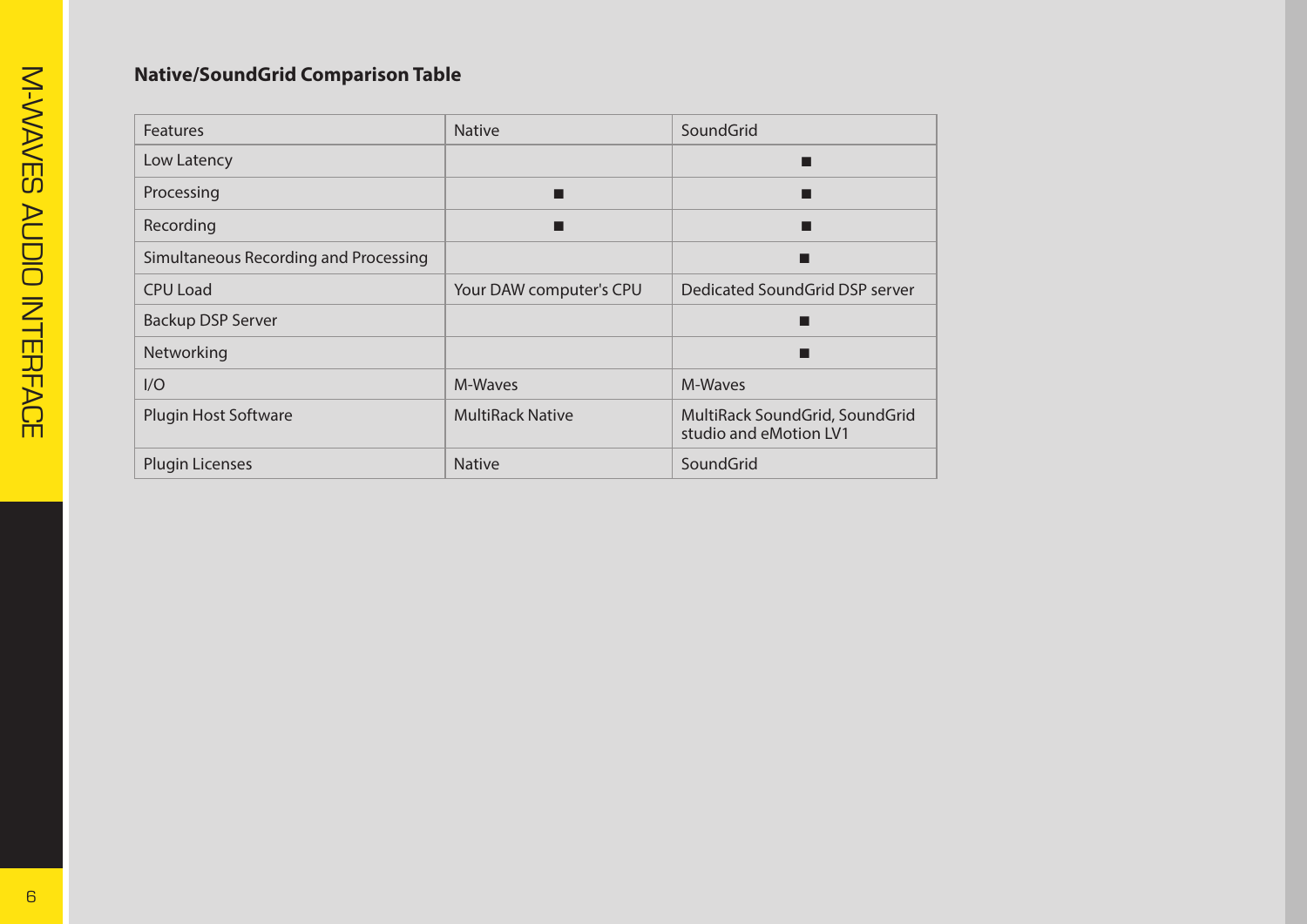## Native/SoundGrid Comparison Table

| Features | Native | SoundGrid |
|---|---|---|
| Low Latency | | ■ |
| Processing | ■ | ■ |
| Recording | ■ | ■ |
| Simultaneous Recording and Processing | | ■ |
| CPU Load | Your DAW computer's CPU | Dedicated SoundGrid DSP server |
| Backup DSP Server | | ■ |
| Networking | | ■ |
| I/O | M-Waves | M-Waves |
| Plugin Host Software | MultiRack Native | MultiRack SoundGrid, SoundGrid studio and eMotion LV1 |
| Plugin Licenses | Native | SoundGrid |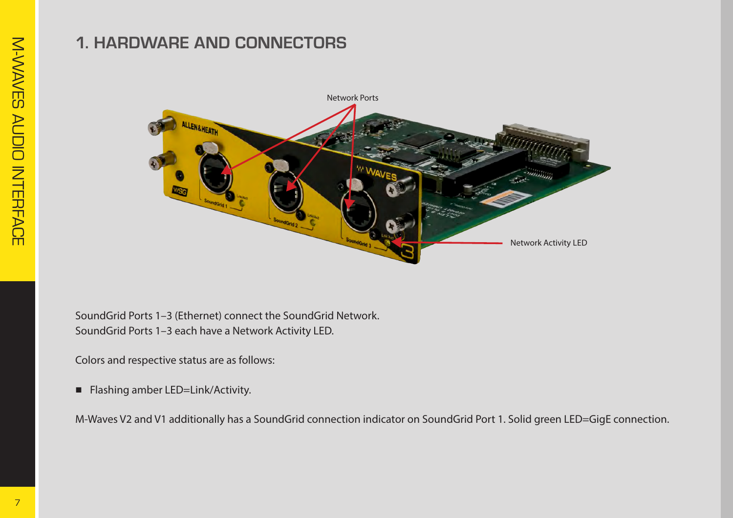# 1. HARDWARE AND CONNECTORS

Network Ports

Network Activity LED

SoundGrid Ports 1–3 (Ethernet) connect the SoundGrid Network.
SoundGrid Ports 1–3 each have a Network Activity LED.

Colors and respective status are as follows:

- Flashing amber LED=Link/Activity.

M-Waves V2 and V1 additionally has a SoundGrid connection indicator on SoundGrid Port 1. Solid green LED=GigE connection.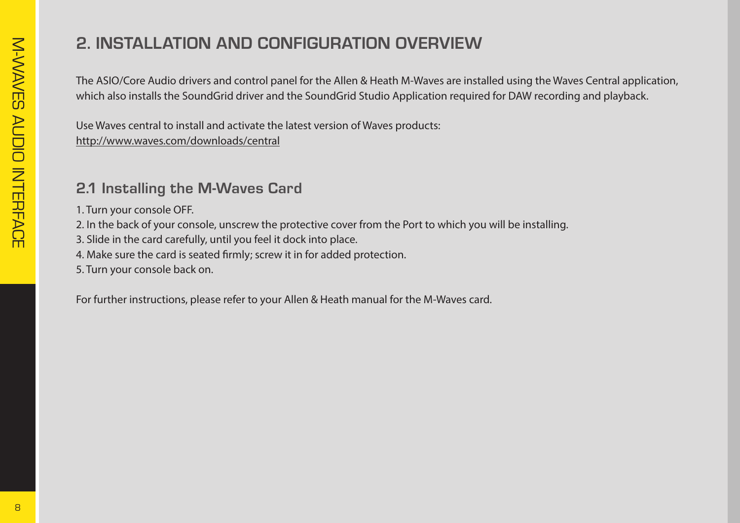# 2. INSTALLATION AND CONFIGURATION OVERVIEW

The ASIO/Core Audio drivers and control panel for the Allen & Heath M-Waves are installed using the Waves Central application, which also installs the SoundGrid driver and the SoundGrid Studio Application required for DAW recording and playback.

Use Waves central to install and activate the latest version of Waves products:
http://www.waves.com/downloads/central

## 2.1 Installing the M-Waves Card

1. Turn your console OFF.
2. In the back of your console, unscrew the protective cover from the Port to which you will be installing.
3. Slide in the card carefully, until you feel it dock into place.
4. Make sure the card is seated firmly; screw it in for added protection.
5. Turn your console back on.

For further instructions, please refer to your Allen & Heath manual for the M-Waves card.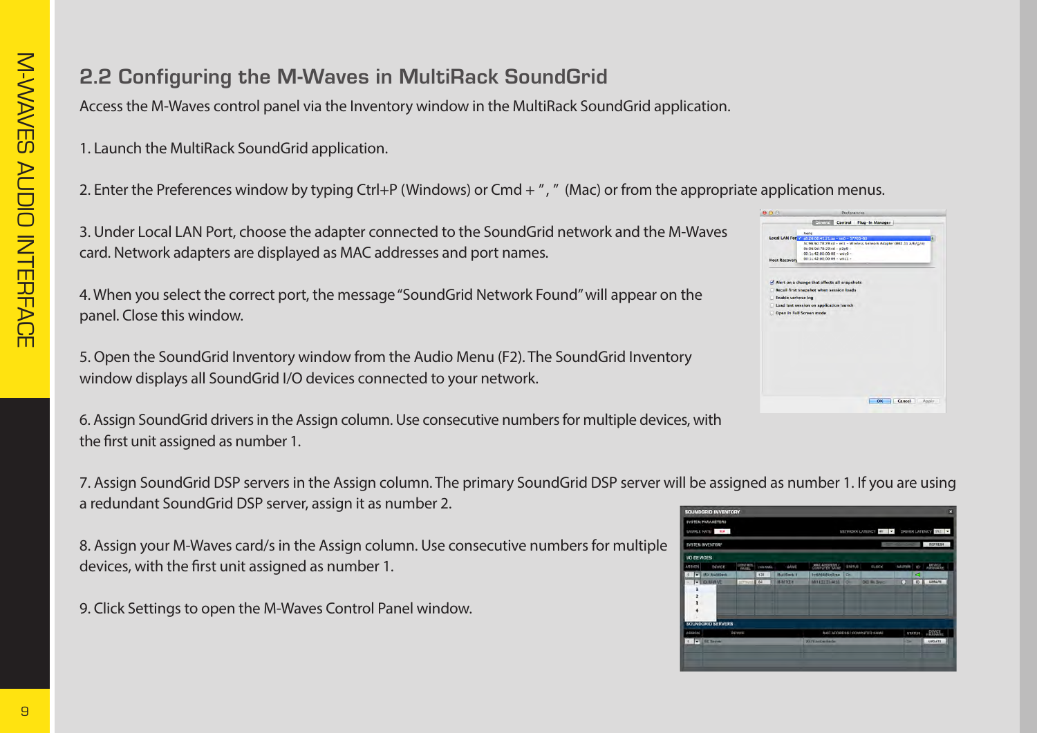## 2.2 Configuring the M-Waves in MultiRack SoundGrid

Access the M-Waves control panel via the Inventory window in the MultiRack SoundGrid application.

1. Launch the MultiRack SoundGrid application.

2. Enter the Preferences window by typing Ctrl+P (Windows) or Cmd + " , " (Mac) or from the appropriate application menus.

3. Under Local LAN Port, choose the adapter connected to the SoundGrid network and the M-Waves card. Network adapters are displayed as MAC addresses and port names.

4. When you select the correct port, the message "SoundGrid Network Found" will appear on the panel. Close this window.

5. Open the SoundGrid Inventory window from the Audio Menu (F2). The SoundGrid Inventory window displays all SoundGrid I/O devices connected to your network.

6. Assign SoundGrid drivers in the Assign column. Use consecutive numbers for multiple devices, with the first unit assigned as number 1.

7. Assign SoundGrid DSP servers in the Assign column. The primary SoundGrid DSP server will be assigned as number 1. If you are using a redundant SoundGrid DSP server, assign it as number 2.

8. Assign your M-Waves card/s in the Assign column. Use consecutive numbers for multiple devices, with the first unit assigned as number 1.

9. Click Settings to open the M-Waves Control Panel window.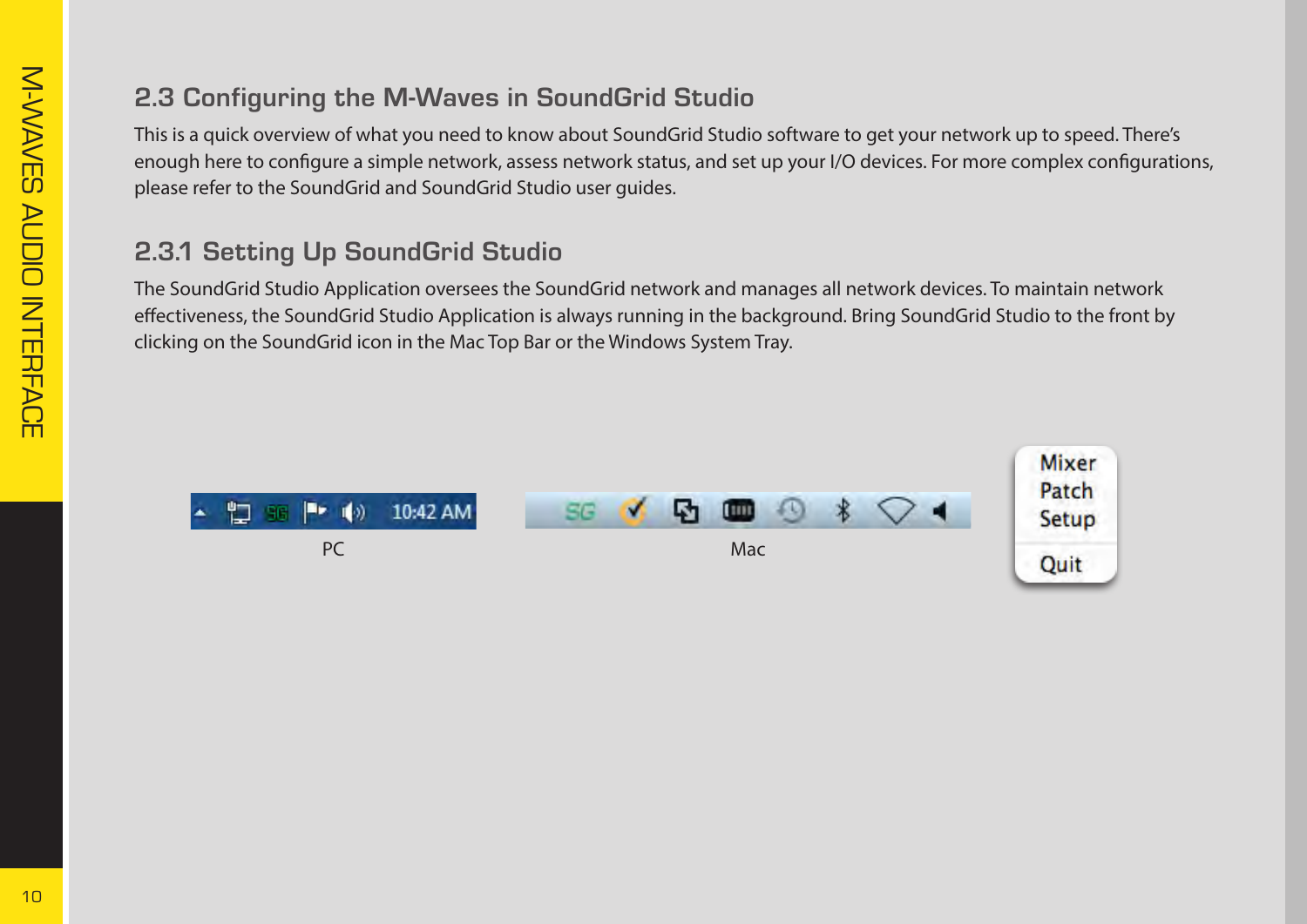## 2.3 Configuring the M-Waves in SoundGrid Studio

This is a quick overview of what you need to know about SoundGrid Studio software to get your network up to speed. There's enough here to configure a simple network, assess network status, and set up your I/O devices. For more complex configurations, please refer to the SoundGrid and SoundGrid Studio user guides.

### 2.3.1 Setting Up SoundGrid Studio

The SoundGrid Studio Application oversees the SoundGrid network and manages all network devices. To maintain network effectiveness, the SoundGrid Studio Application is always running in the background. Bring SoundGrid Studio to the front by clicking on the SoundGrid icon in the Mac Top Bar or the Windows System Tray.

PC

Mac

Mixer
Patch
Setup
Quit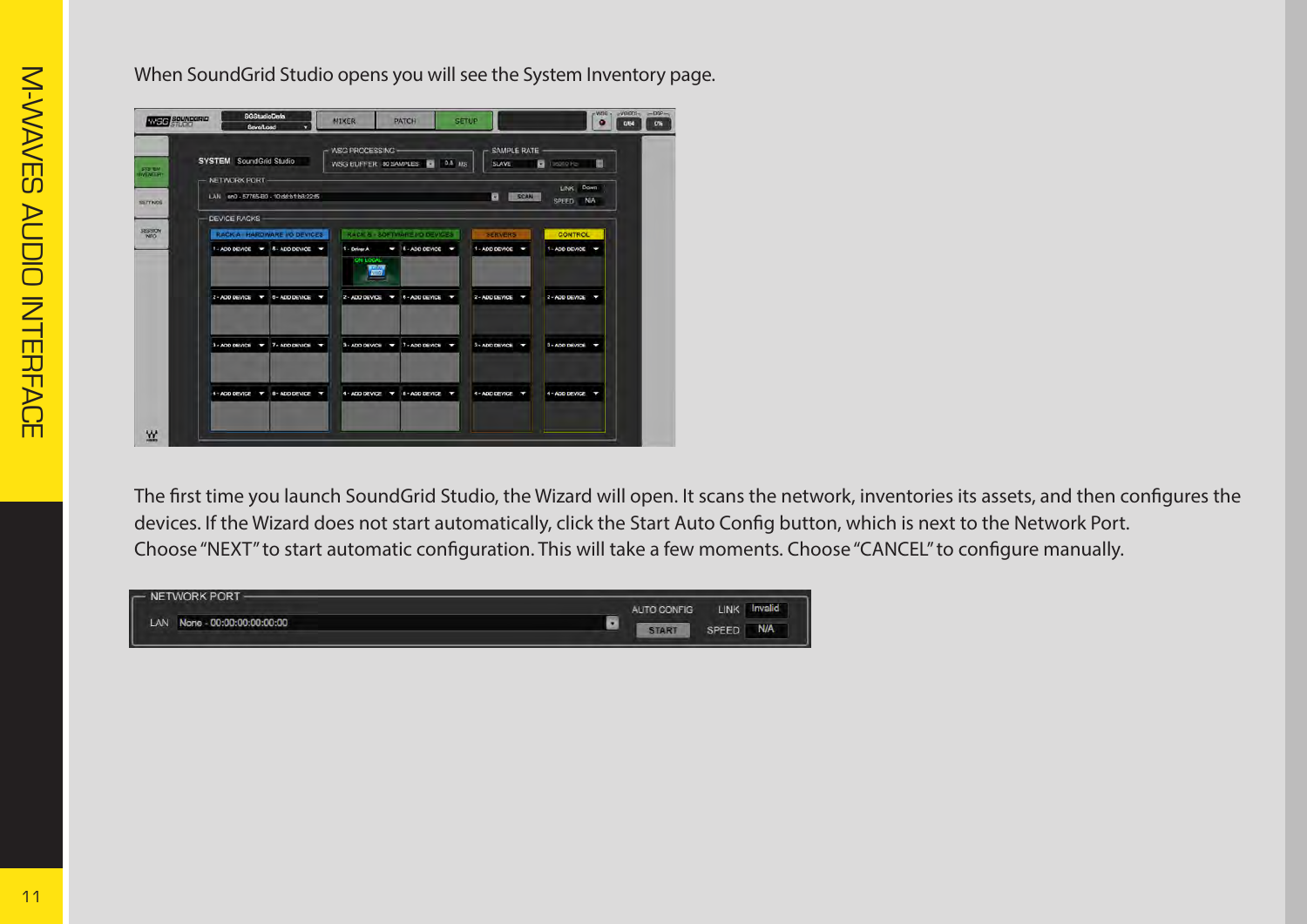When SoundGrid Studio opens you will see the System Inventory page.

The first time you launch SoundGrid Studio, the Wizard will open. It scans the network, inventories its assets, and then configures the devices. If the Wizard does not start automatically, click the Start Auto Config button, which is next to the Network Port.
Choose "NEXT" to start automatic configuration. This will take a few moments. Choose "CANCEL" to configure manually.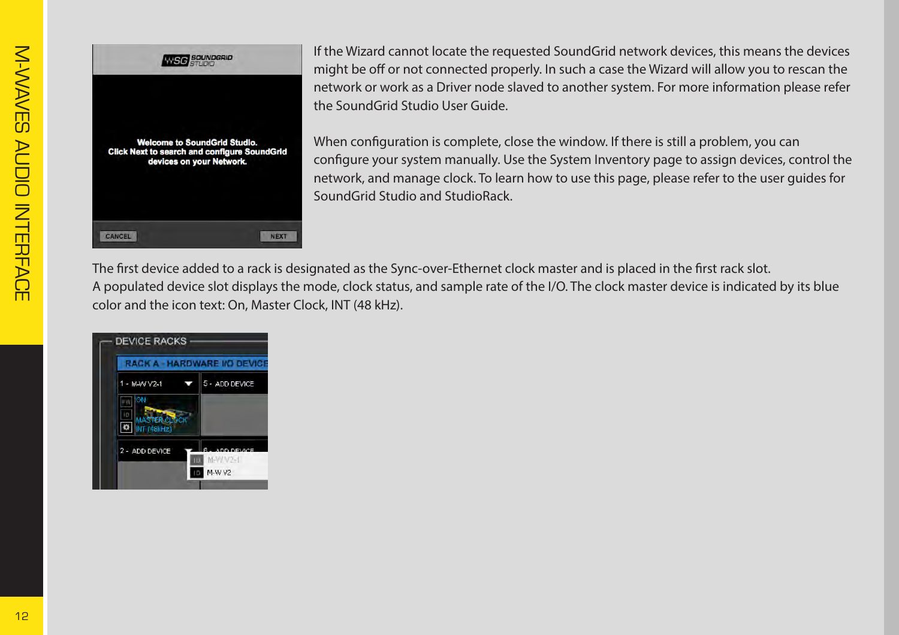If the Wizard cannot locate the requested SoundGrid network devices, this means the devices might be off or not connected properly. In such a case the Wizard will allow you to rescan the network or work as a Driver node slaved to another system. For more information please refer the SoundGrid Studio User Guide.

When configuration is complete, close the window. If there is still a problem, you can configure your system manually. Use the System Inventory page to assign devices, control the network, and manage clock. To learn how to use this page, please refer to the user guides for SoundGrid Studio and StudioRack.

The first device added to a rack is designated as the Sync-over-Ethernet clock master and is placed in the first rack slot.
A populated device slot displays the mode, clock status, and sample rate of the I/O. The clock master device is indicated by its blue color and the icon text: On, Master Clock, INT (48 kHz).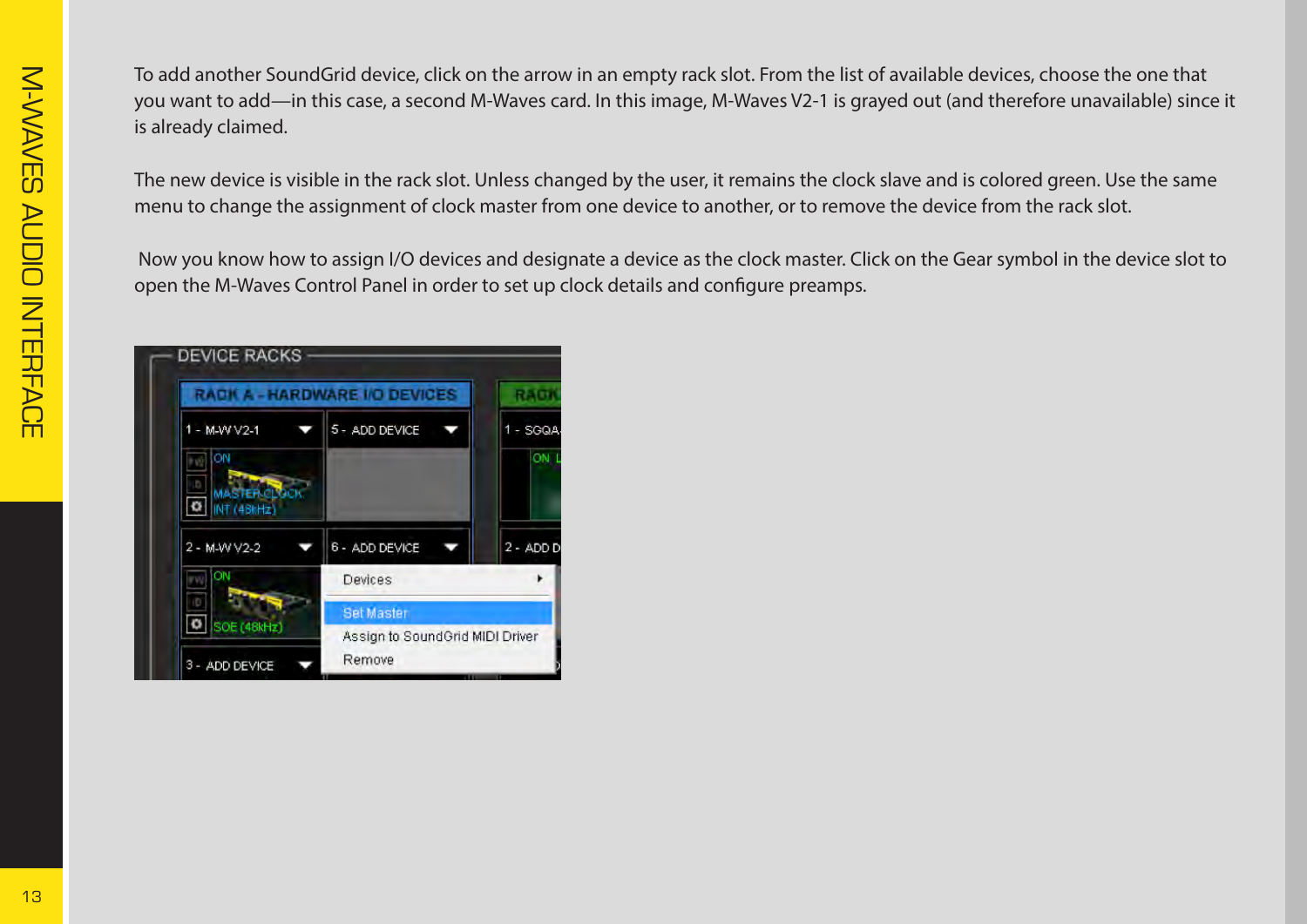To add another SoundGrid device, click on the arrow in an empty rack slot. From the list of available devices, choose the one that you want to add—in this case, a second M-Waves card. In this image, M-Waves V2-1 is grayed out (and therefore unavailable) since it is already claimed.

The new device is visible in the rack slot. Unless changed by the user, it remains the clock slave and is colored green. Use the same menu to change the assignment of clock master from one device to another, or to remove the device from the rack slot.

Now you know how to assign I/O devices and designate a device as the clock master. Click on the Gear symbol in the device slot to open the M-Waves Control Panel in order to set up clock details and configure preamps.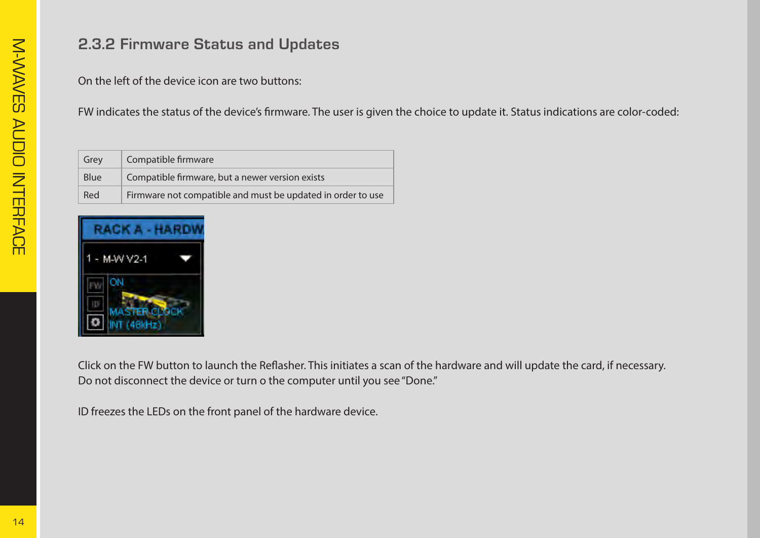## 2.3.2 Firmware Status and Updates

On the left of the device icon are two buttons:

FW indicates the status of the device's firmware. The user is given the choice to update it. Status indications are color-coded:

| Grey | Compatible firmware |
|---|---|
| Blue | Compatible firmware, but a newer version exists |
| Red | Firmware not compatible and must be updated in order to use |

Click on the FW button to launch the Reflasher. This initiates a scan of the hardware and will update the card, if necessary. Do not disconnect the device or turn o the computer until you see "Done."

ID freezes the LEDs on the front panel of the hardware device.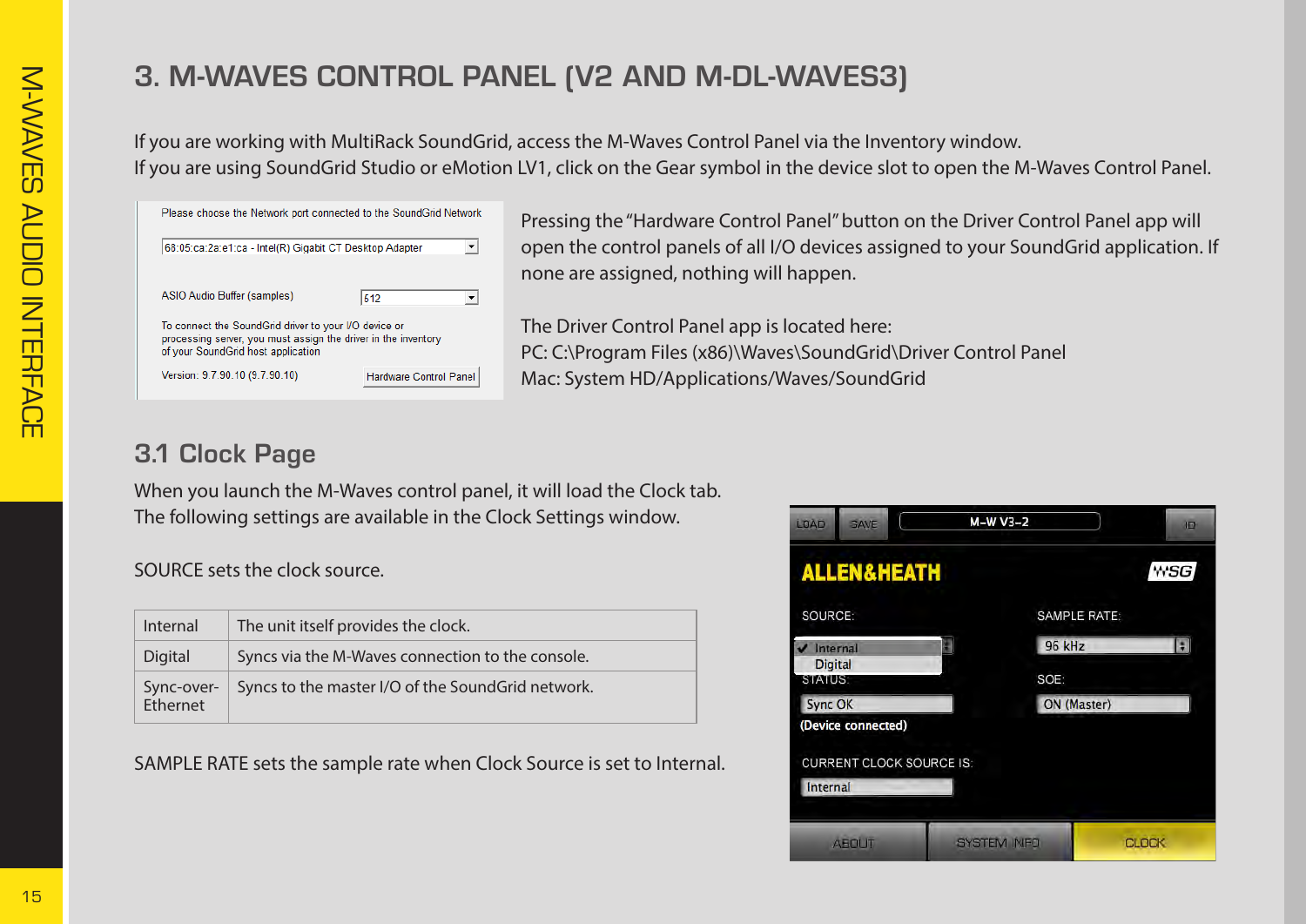# 3. M-WAVES CONTROL PANEL (V2 AND M-DL-WAVES3)

If you are working with MultiRack SoundGrid, access the M-Waves Control Panel via the Inventory window.
If you are using SoundGrid Studio or eMotion LV1, click on the Gear symbol in the device slot to open the M-Waves Control Panel.

Pressing the "Hardware Control Panel" button on the Driver Control Panel app will open the control panels of all I/O devices assigned to your SoundGrid application. If none are assigned, nothing will happen.

The Driver Control Panel app is located here:
PC: C:\Program Files (x86)\Waves\SoundGrid\Driver Control Panel
Mac: System HD/Applications/Waves/SoundGrid

## 3.1 Clock Page

When you launch the M-Waves control panel, it will load the Clock tab.
The following settings are available in the Clock Settings window.

SOURCE sets the clock source.

| | |
|---|---|
| Internal | The unit itself provides the clock. |
| Digital | Syncs via the M-Waves connection to the console. |
| Sync-over-Ethernet | Syncs to the master I/O of the SoundGrid network. |

SAMPLE RATE sets the sample rate when Clock Source is set to Internal.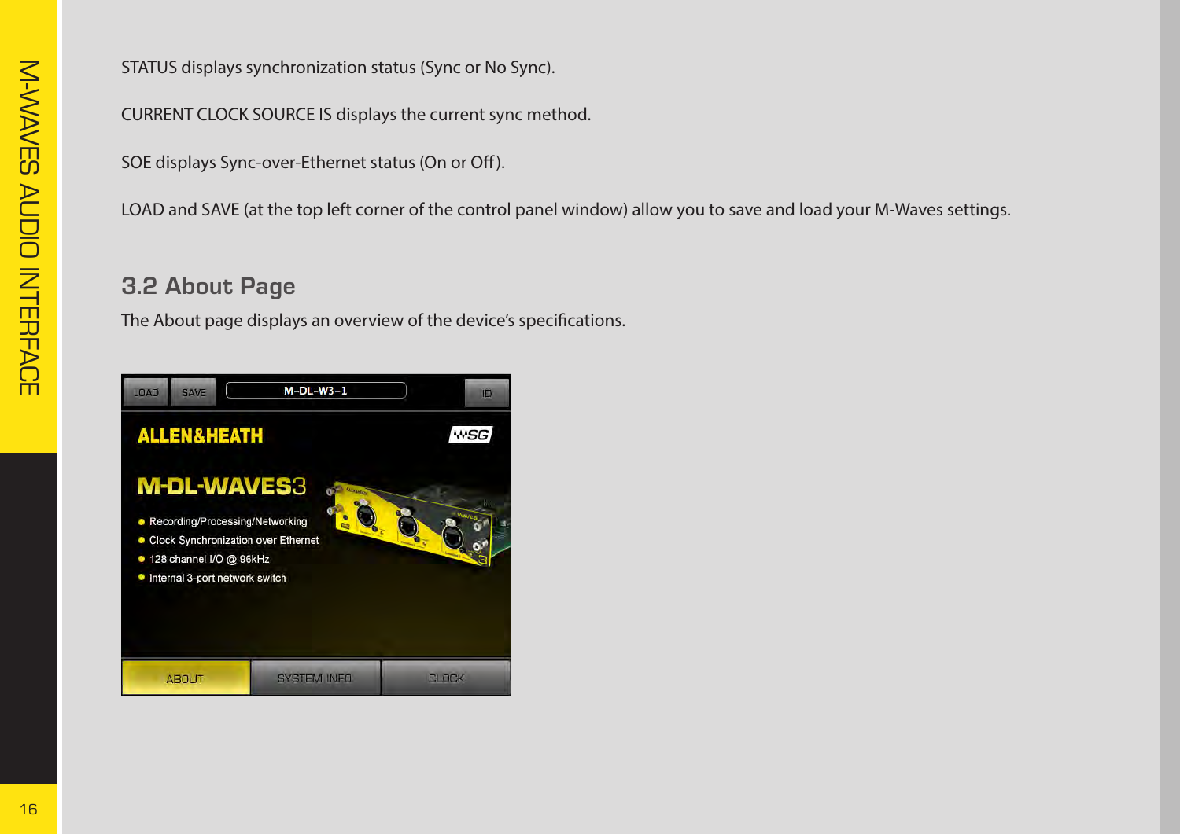STATUS displays synchronization status (Sync or No Sync).

CURRENT CLOCK SOURCE IS displays the current sync method.

SOE displays Sync-over-Ethernet status (On or Off).

LOAD and SAVE (at the top left corner of the control panel window) allow you to save and load your M-Waves settings.

## 3.2 About Page

The About page displays an overview of the device's specifications.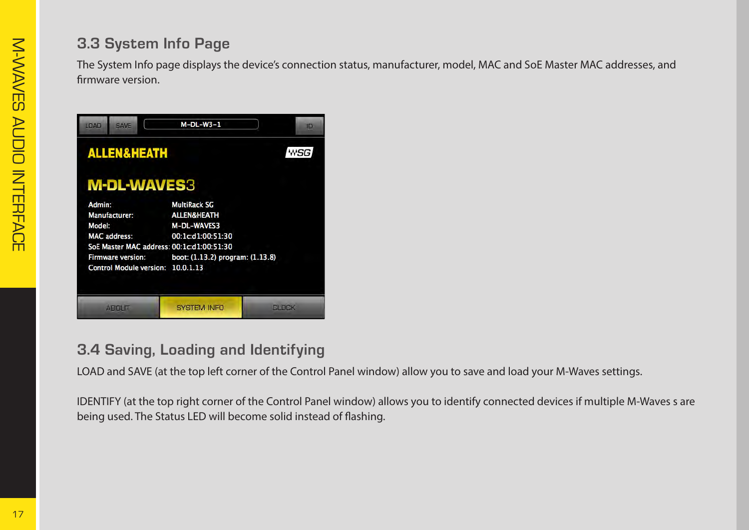## 3.3 System Info Page

The System Info page displays the device's connection status, manufacturer, model, MAC and SoE Master MAC addresses, and firmware version.

## 3.4 Saving, Loading and Identifying

LOAD and SAVE (at the top left corner of the Control Panel window) allow you to save and load your M-Waves settings.

IDENTIFY (at the top right corner of the Control Panel window) allows you to identify connected devices if multiple M-Waves s are being used. The Status LED will become solid instead of flashing.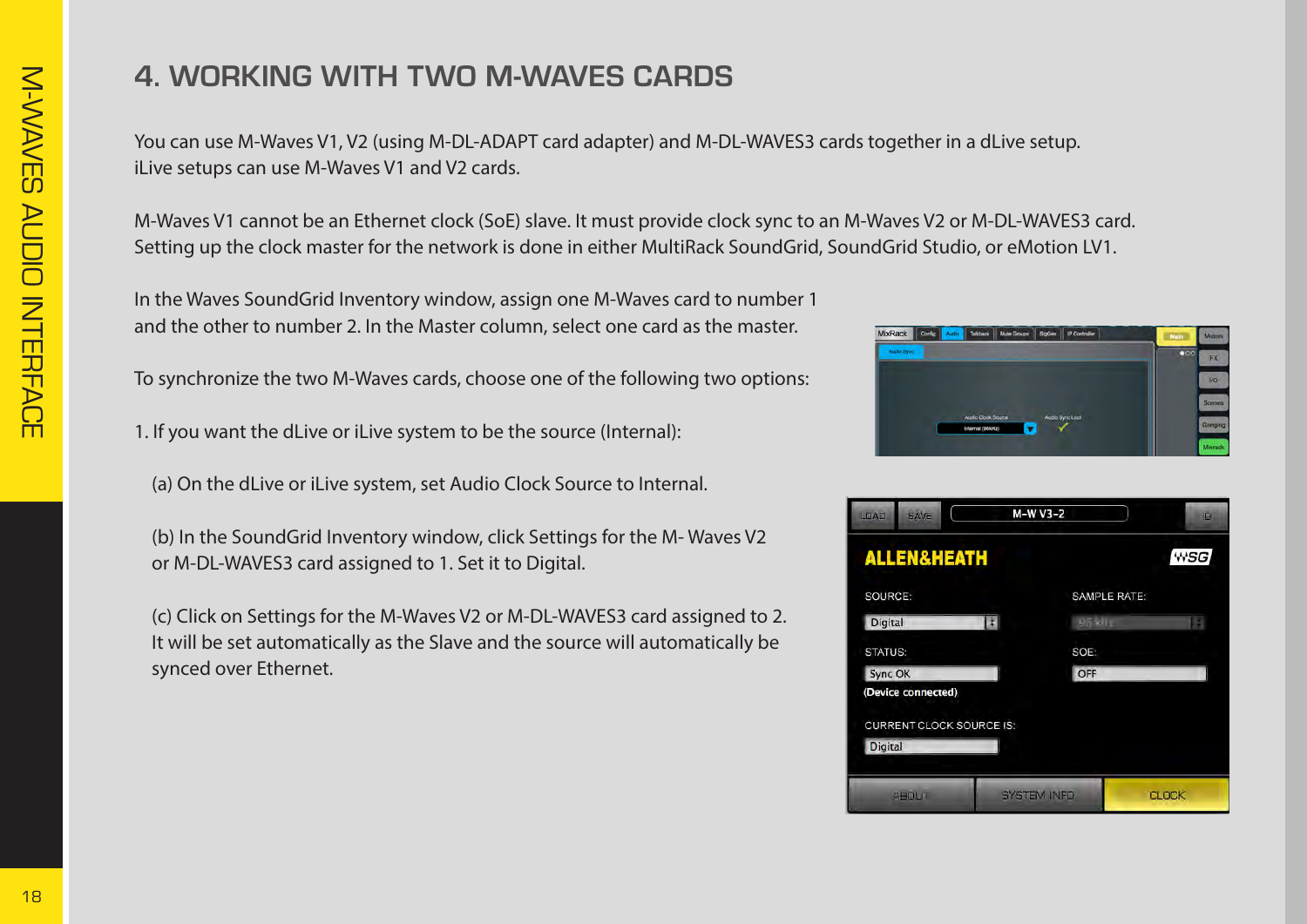# 4. WORKING WITH TWO M-WAVES CARDS

You can use M-Waves V1, V2 (using M-DL-ADAPT card adapter) and M-DL-WAVES3 cards together in a dLive setup.
iLive setups can use M-Waves V1 and V2 cards.

M-Waves V1 cannot be an Ethernet clock (SoE) slave. It must provide clock sync to an M-Waves V2 or M-DL-WAVES3 card.
Setting up the clock master for the network is done in either MultiRack SoundGrid, SoundGrid Studio, or eMotion LV1.

In the Waves SoundGrid Inventory window, assign one M-Waves card to number 1 and the other to number 2. In the Master column, select one card as the master.

To synchronize the two M-Waves cards, choose one of the following two options:

1. If you want the dLive or iLive system to be the source (Internal):

   (a) On the dLive or iLive system, set Audio Clock Source to Internal.

   (b) In the SoundGrid Inventory window, click Settings for the M- Waves V2 or M-DL-WAVES3 card assigned to 1. Set it to Digital.

   (c) Click on Settings for the M-Waves V2 or M-DL-WAVES3 card assigned to 2. It will be set automatically as the Slave and the source will automatically be synced over Ethernet.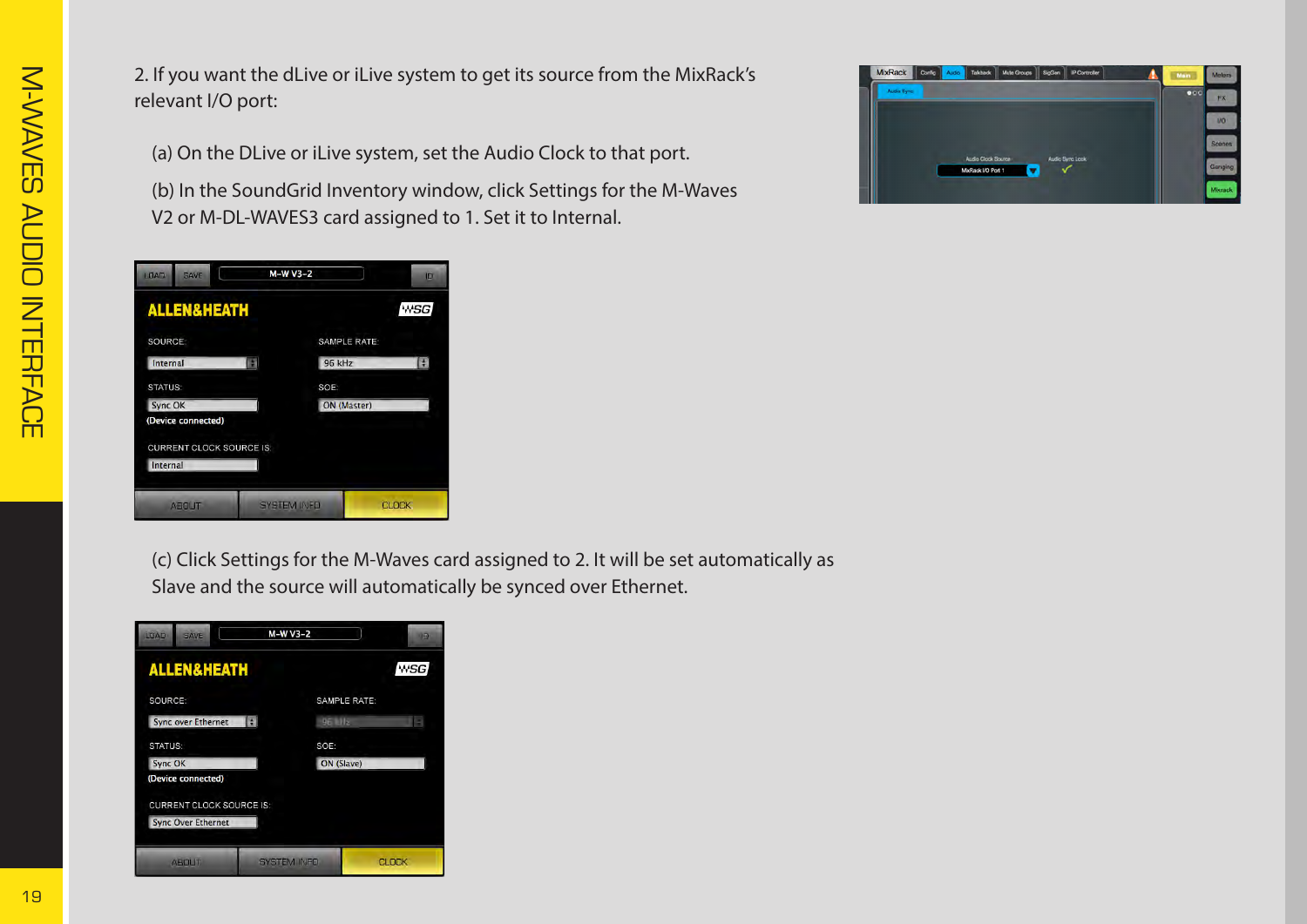2. If you want the dLive or iLive system to get its source from the MixRack's relevant I/O port:

(a) On the DLive or iLive system, set the Audio Clock to that port.

(b) In the SoundGrid Inventory window, click Settings for the M-Waves V2 or M-DL-WAVES3 card assigned to 1. Set it to Internal.

(c) Click Settings for the M-Waves card assigned to 2. It will be set automatically as Slave and the source will automatically be synced over Ethernet.